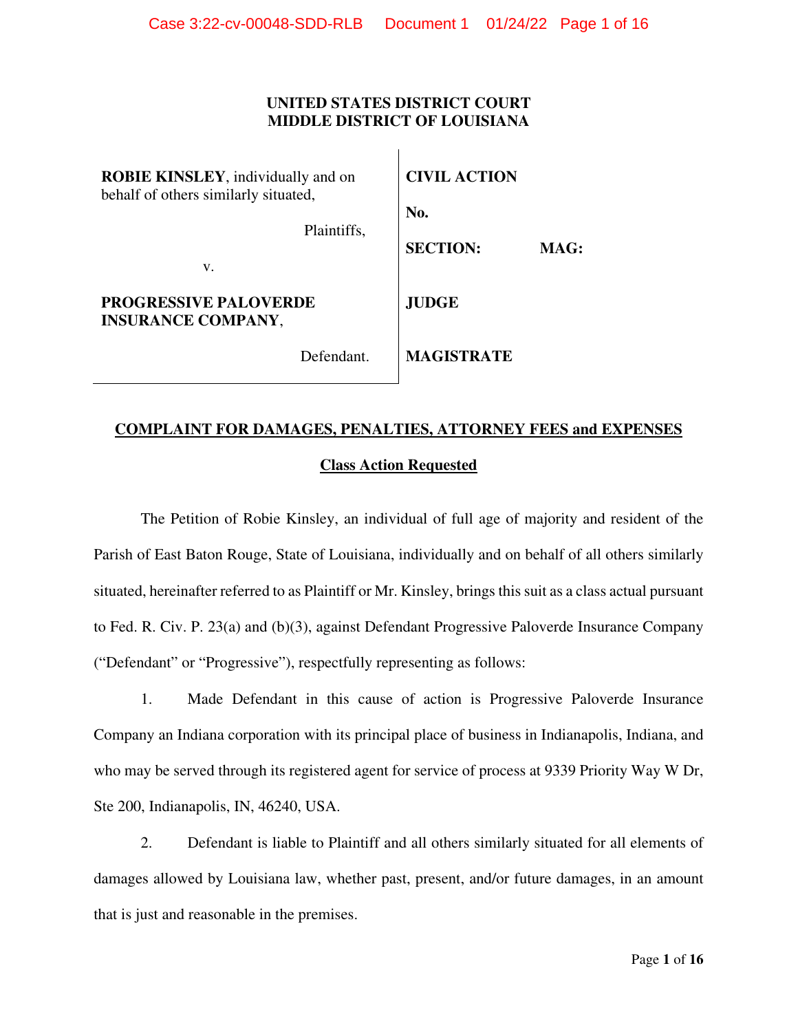**UNITED STATES DISTRICT COURT**
**MIDDLE DISTRICT OF LOUISIANA**

| | |
|---|---|
| **ROBIE KINSLEY**, individually and on behalf of others similarly situated, | **CIVIL ACTION** |
| Plaintiffs, | **No.** |
| v. | **SECTION:** **MAG:** |
| **PROGRESSIVE PALOVERDE INSURANCE COMPANY**, | **JUDGE** |
| Defendant. | **MAGISTRATE** |

**<u>COMPLAINT FOR DAMAGES, PENALTIES, ATTORNEY FEES and EXPENSES</u>**

**<u>Class Action Requested</u>**

The Petition of Robie Kinsley, an individual of full age of majority and resident of the Parish of East Baton Rouge, State of Louisiana, individually and on behalf of all others similarly situated, hereinafter referred to as Plaintiff or Mr. Kinsley, brings this suit as a class actual pursuant to Fed. R. Civ. P. 23(a) and (b)(3), against Defendant Progressive Paloverde Insurance Company ("Defendant" or "Progressive"), respectfully representing as follows:

1. Made Defendant in this cause of action is Progressive Paloverde Insurance Company an Indiana corporation with its principal place of business in Indianapolis, Indiana, and who may be served through its registered agent for service of process at 9339 Priority Way W Dr, Ste 200, Indianapolis, IN, 46240, USA.

2. Defendant is liable to Plaintiff and all others similarly situated for all elements of damages allowed by Louisiana law, whether past, present, and/or future damages, in an amount that is just and reasonable in the premises.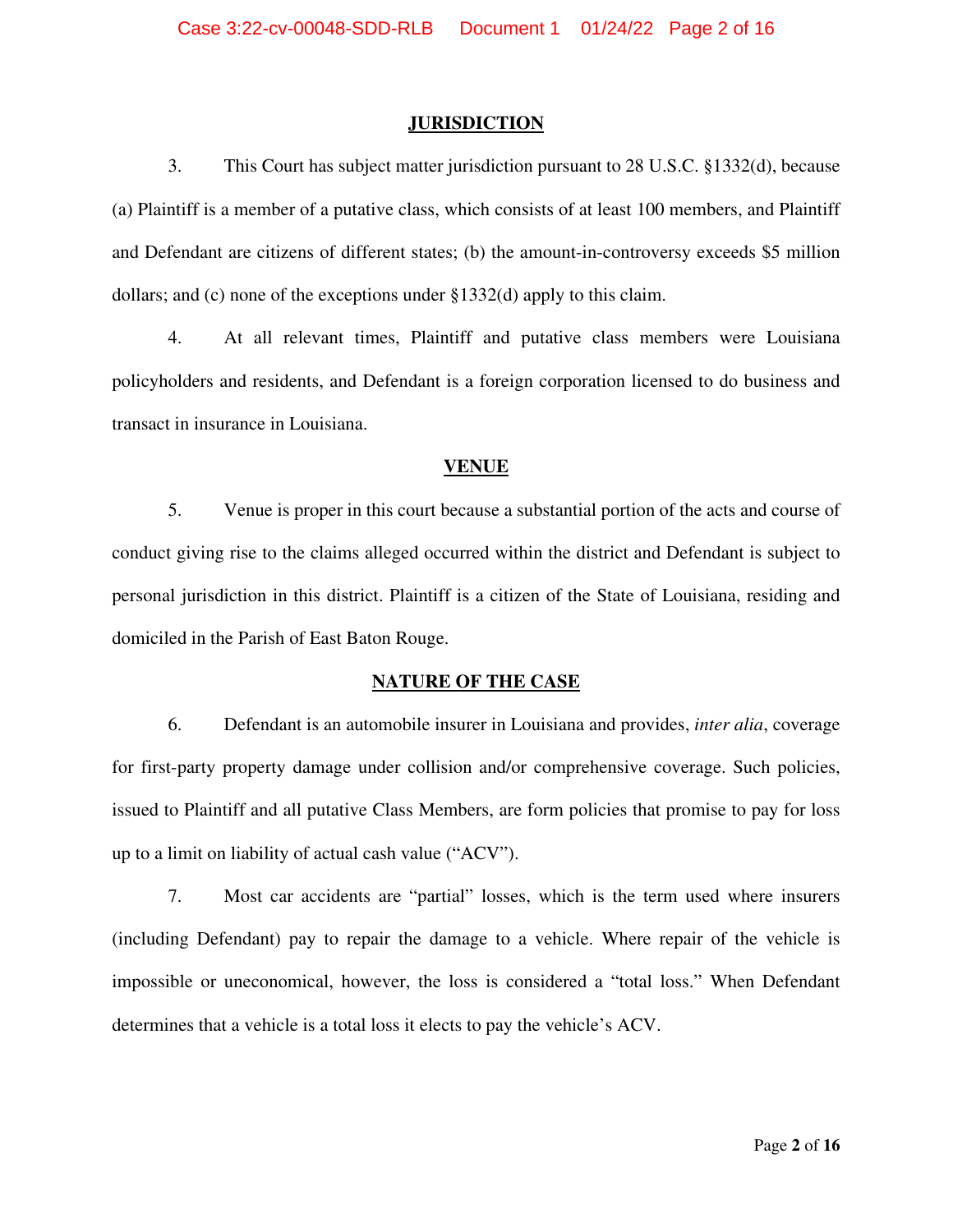## JURISDICTION

3. This Court has subject matter jurisdiction pursuant to 28 U.S.C. §1332(d), because (a) Plaintiff is a member of a putative class, which consists of at least 100 members, and Plaintiff and Defendant are citizens of different states; (b) the amount-in-controversy exceeds $5 million dollars; and (c) none of the exceptions under §1332(d) apply to this claim.

4. At all relevant times, Plaintiff and putative class members were Louisiana policyholders and residents, and Defendant is a foreign corporation licensed to do business and transact in insurance in Louisiana.

## VENUE

5. Venue is proper in this court because a substantial portion of the acts and course of conduct giving rise to the claims alleged occurred within the district and Defendant is subject to personal jurisdiction in this district. Plaintiff is a citizen of the State of Louisiana, residing and domiciled in the Parish of East Baton Rouge.

## NATURE OF THE CASE

6. Defendant is an automobile insurer in Louisiana and provides, *inter alia*, coverage for first-party property damage under collision and/or comprehensive coverage. Such policies, issued to Plaintiff and all putative Class Members, are form policies that promise to pay for loss up to a limit on liability of actual cash value ("ACV").

7. Most car accidents are "partial" losses, which is the term used where insurers (including Defendant) pay to repair the damage to a vehicle. Where repair of the vehicle is impossible or uneconomical, however, the loss is considered a "total loss." When Defendant determines that a vehicle is a total loss it elects to pay the vehicle's ACV.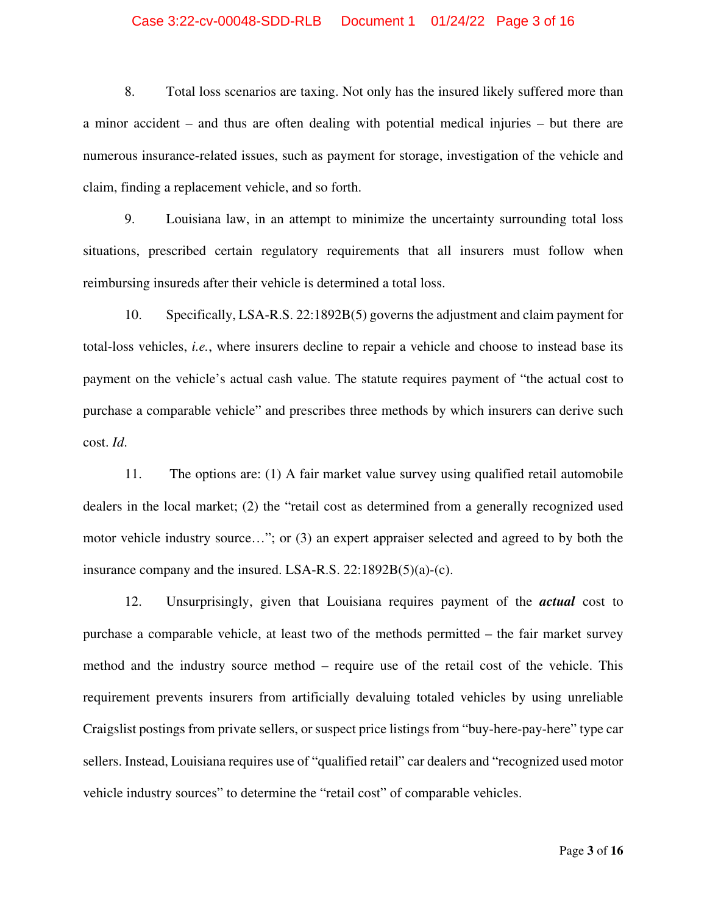8. Total loss scenarios are taxing. Not only has the insured likely suffered more than a minor accident – and thus are often dealing with potential medical injuries – but there are numerous insurance-related issues, such as payment for storage, investigation of the vehicle and claim, finding a replacement vehicle, and so forth.

9. Louisiana law, in an attempt to minimize the uncertainty surrounding total loss situations, prescribed certain regulatory requirements that all insurers must follow when reimbursing insureds after their vehicle is determined a total loss.

10. Specifically, LSA-R.S. 22:1892B(5) governs the adjustment and claim payment for total-loss vehicles, *i.e.*, where insurers decline to repair a vehicle and choose to instead base its payment on the vehicle's actual cash value. The statute requires payment of "the actual cost to purchase a comparable vehicle" and prescribes three methods by which insurers can derive such cost. *Id.*

11. The options are: (1) A fair market value survey using qualified retail automobile dealers in the local market; (2) the "retail cost as determined from a generally recognized used motor vehicle industry source…"; or (3) an expert appraiser selected and agreed to by both the insurance company and the insured. LSA-R.S. 22:1892B(5)(a)-(c).

12. Unsurprisingly, given that Louisiana requires payment of the ***actual*** cost to purchase a comparable vehicle, at least two of the methods permitted – the fair market survey method and the industry source method – require use of the retail cost of the vehicle. This requirement prevents insurers from artificially devaluing totaled vehicles by using unreliable Craigslist postings from private sellers, or suspect price listings from "buy-here-pay-here" type car sellers. Instead, Louisiana requires use of "qualified retail" car dealers and "recognized used motor vehicle industry sources" to determine the "retail cost" of comparable vehicles.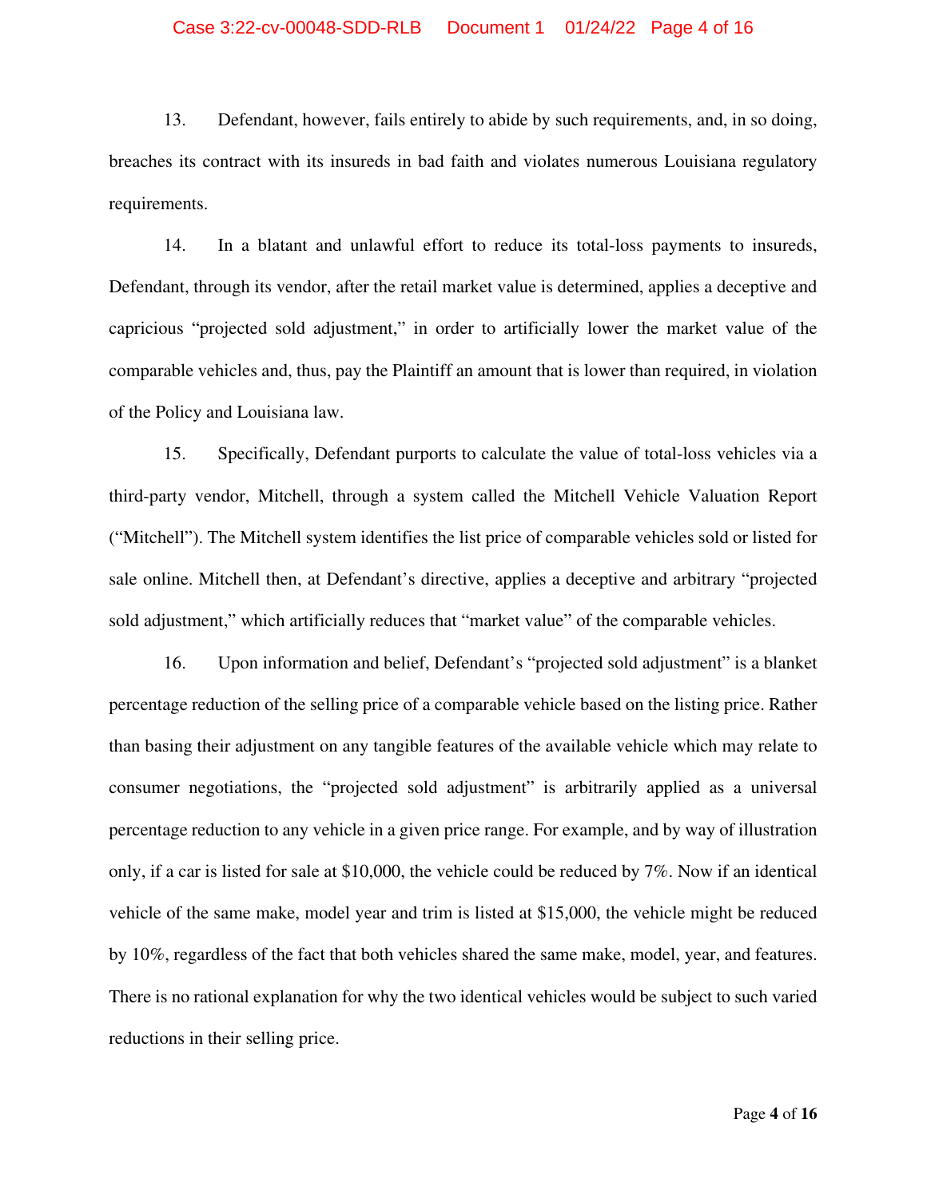13. Defendant, however, fails entirely to abide by such requirements, and, in so doing, breaches its contract with its insureds in bad faith and violates numerous Louisiana regulatory requirements.

14. In a blatant and unlawful effort to reduce its total-loss payments to insureds, Defendant, through its vendor, after the retail market value is determined, applies a deceptive and capricious "projected sold adjustment," in order to artificially lower the market value of the comparable vehicles and, thus, pay the Plaintiff an amount that is lower than required, in violation of the Policy and Louisiana law.

15. Specifically, Defendant purports to calculate the value of total-loss vehicles via a third-party vendor, Mitchell, through a system called the Mitchell Vehicle Valuation Report ("Mitchell"). The Mitchell system identifies the list price of comparable vehicles sold or listed for sale online. Mitchell then, at Defendant's directive, applies a deceptive and arbitrary "projected sold adjustment," which artificially reduces that "market value" of the comparable vehicles.

16. Upon information and belief, Defendant's "projected sold adjustment" is a blanket percentage reduction of the selling price of a comparable vehicle based on the listing price. Rather than basing their adjustment on any tangible features of the available vehicle which may relate to consumer negotiations, the "projected sold adjustment" is arbitrarily applied as a universal percentage reduction to any vehicle in a given price range. For example, and by way of illustration only, if a car is listed for sale at $10,000, the vehicle could be reduced by 7%. Now if an identical vehicle of the same make, model year and trim is listed at $15,000, the vehicle might be reduced by 10%, regardless of the fact that both vehicles shared the same make, model, year, and features. There is no rational explanation for why the two identical vehicles would be subject to such varied reductions in their selling price.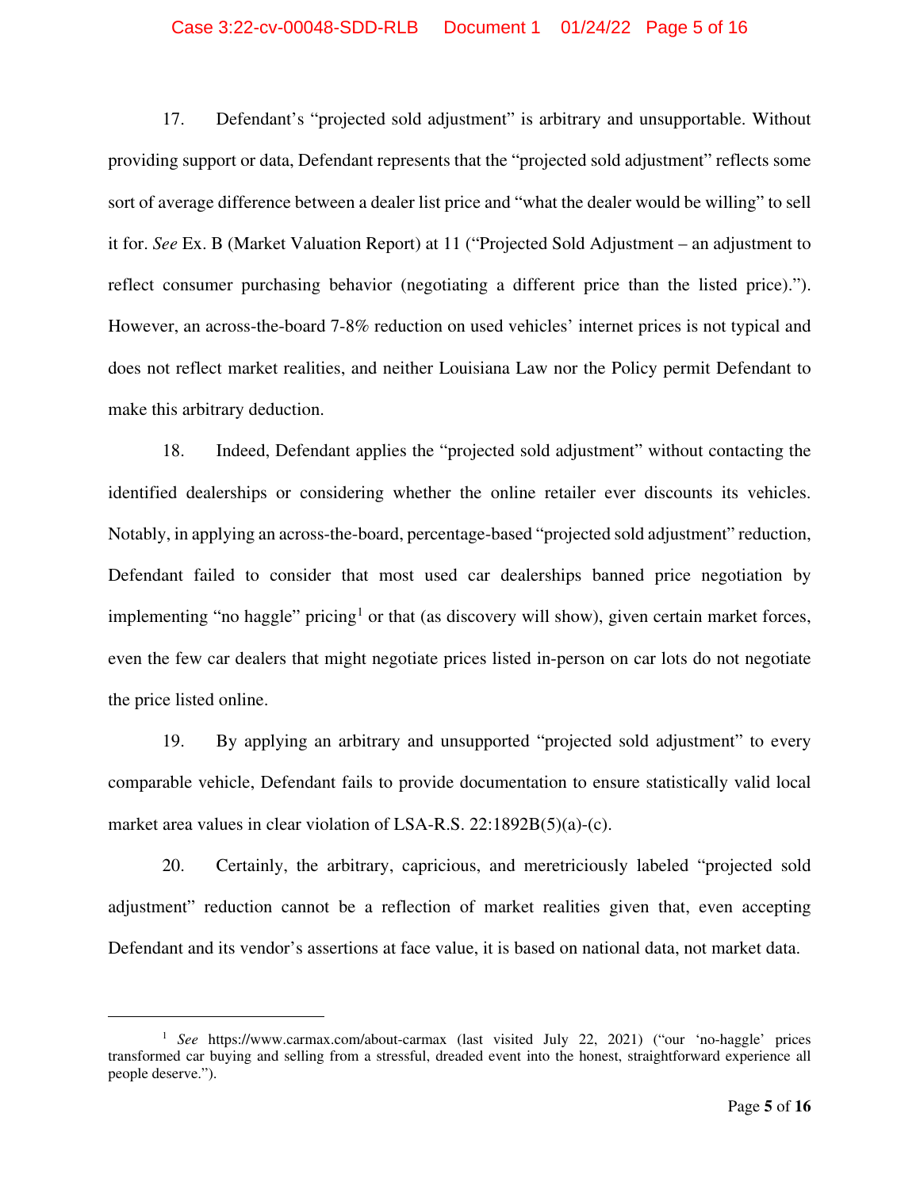17. Defendant's "projected sold adjustment" is arbitrary and unsupportable. Without providing support or data, Defendant represents that the "projected sold adjustment" reflects some sort of average difference between a dealer list price and "what the dealer would be willing" to sell it for. *See* Ex. B (Market Valuation Report) at 11 ("Projected Sold Adjustment – an adjustment to reflect consumer purchasing behavior (negotiating a different price than the listed price)."). However, an across-the-board 7-8% reduction on used vehicles' internet prices is not typical and does not reflect market realities, and neither Louisiana Law nor the Policy permit Defendant to make this arbitrary deduction.

18. Indeed, Defendant applies the "projected sold adjustment" without contacting the identified dealerships or considering whether the online retailer ever discounts its vehicles. Notably, in applying an across-the-board, percentage-based "projected sold adjustment" reduction, Defendant failed to consider that most used car dealerships banned price negotiation by implementing "no haggle" pricing[1] or that (as discovery will show), given certain market forces, even the few car dealers that might negotiate prices listed in-person on car lots do not negotiate the price listed online.

19. By applying an arbitrary and unsupported "projected sold adjustment" to every comparable vehicle, Defendant fails to provide documentation to ensure statistically valid local market area values in clear violation of LSA-R.S. 22:1892B(5)(a)-(c).

20. Certainly, the arbitrary, capricious, and meretriciously labeled "projected sold adjustment" reduction cannot be a reflection of market realities given that, even accepting Defendant and its vendor's assertions at face value, it is based on national data, not market data.

---

[1] *See* https://www.carmax.com/about-carmax (last visited July 22, 2021) ("our 'no-haggle' prices transformed car buying and selling from a stressful, dreaded event into the honest, straightforward experience all people deserve.").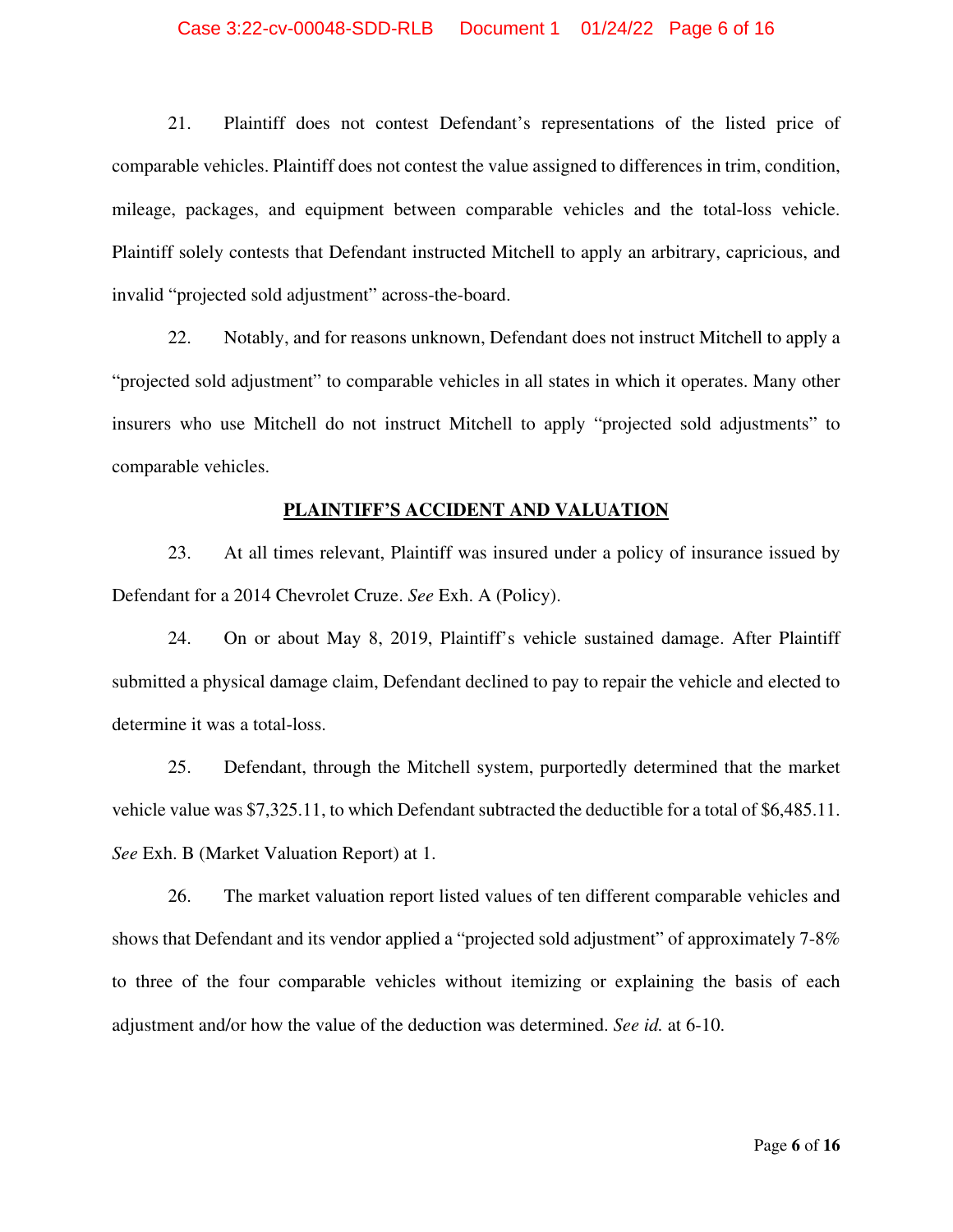21. Plaintiff does not contest Defendant's representations of the listed price of comparable vehicles. Plaintiff does not contest the value assigned to differences in trim, condition, mileage, packages, and equipment between comparable vehicles and the total-loss vehicle. Plaintiff solely contests that Defendant instructed Mitchell to apply an arbitrary, capricious, and invalid "projected sold adjustment" across-the-board.

22. Notably, and for reasons unknown, Defendant does not instruct Mitchell to apply a "projected sold adjustment" to comparable vehicles in all states in which it operates. Many other insurers who use Mitchell do not instruct Mitchell to apply "projected sold adjustments" to comparable vehicles.

## PLAINTIFF'S ACCIDENT AND VALUATION

23. At all times relevant, Plaintiff was insured under a policy of insurance issued by Defendant for a 2014 Chevrolet Cruze. *See* Exh. A (Policy).

24. On or about May 8, 2019, Plaintiff's vehicle sustained damage. After Plaintiff submitted a physical damage claim, Defendant declined to pay to repair the vehicle and elected to determine it was a total-loss.

25. Defendant, through the Mitchell system, purportedly determined that the market vehicle value was $7,325.11, to which Defendant subtracted the deductible for a total of $6,485.11. *See* Exh. B (Market Valuation Report) at 1.

26. The market valuation report listed values of ten different comparable vehicles and shows that Defendant and its vendor applied a "projected sold adjustment" of approximately 7-8% to three of the four comparable vehicles without itemizing or explaining the basis of each adjustment and/or how the value of the deduction was determined. *See id.* at 6-10.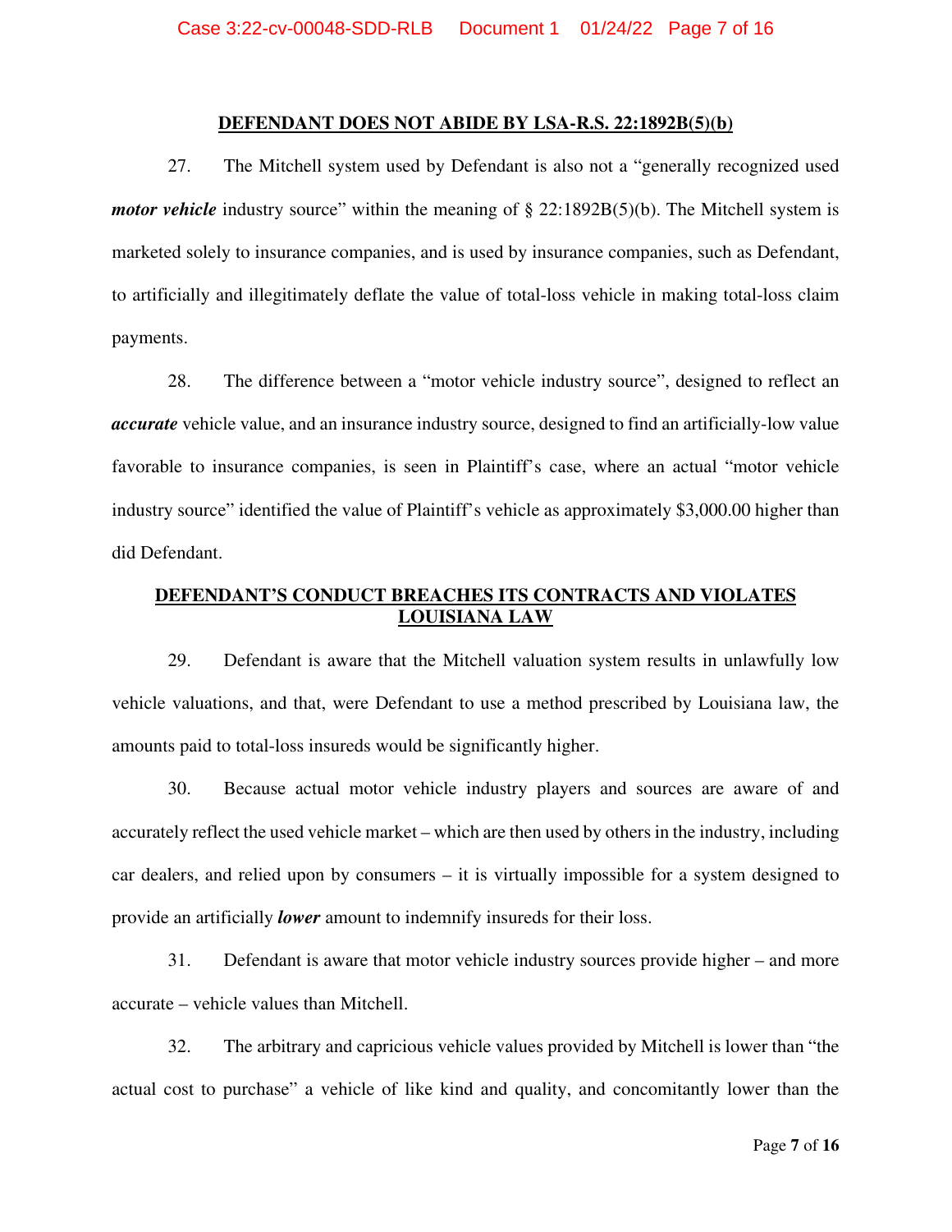## DEFENDANT DOES NOT ABIDE BY LSA-R.S. 22:1892B(5)(b)

27. The Mitchell system used by Defendant is also not a "generally recognized used ***motor vehicle*** industry source" within the meaning of § 22:1892B(5)(b). The Mitchell system is marketed solely to insurance companies, and is used by insurance companies, such as Defendant, to artificially and illegitimately deflate the value of total-loss vehicle in making total-loss claim payments.

28. The difference between a "motor vehicle industry source", designed to reflect an ***accurate*** vehicle value, and an insurance industry source, designed to find an artificially-low value favorable to insurance companies, is seen in Plaintiff's case, where an actual "motor vehicle industry source" identified the value of Plaintiff's vehicle as approximately $3,000.00 higher than did Defendant.

## DEFENDANT'S CONDUCT BREACHES ITS CONTRACTS AND VIOLATES LOUISIANA LAW

29. Defendant is aware that the Mitchell valuation system results in unlawfully low vehicle valuations, and that, were Defendant to use a method prescribed by Louisiana law, the amounts paid to total-loss insureds would be significantly higher.

30. Because actual motor vehicle industry players and sources are aware of and accurately reflect the used vehicle market – which are then used by others in the industry, including car dealers, and relied upon by consumers – it is virtually impossible for a system designed to provide an artificially ***lower*** amount to indemnify insureds for their loss.

31. Defendant is aware that motor vehicle industry sources provide higher – and more accurate – vehicle values than Mitchell.

32. The arbitrary and capricious vehicle values provided by Mitchell is lower than "the actual cost to purchase" a vehicle of like kind and quality, and concomitantly lower than the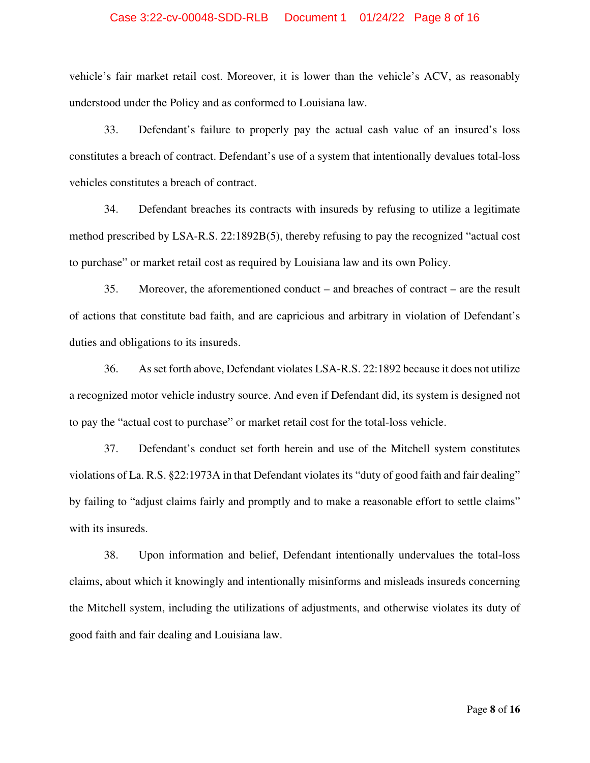vehicle's fair market retail cost. Moreover, it is lower than the vehicle's ACV, as reasonably understood under the Policy and as conformed to Louisiana law.

33. Defendant's failure to properly pay the actual cash value of an insured's loss constitutes a breach of contract. Defendant's use of a system that intentionally devalues total-loss vehicles constitutes a breach of contract.

34. Defendant breaches its contracts with insureds by refusing to utilize a legitimate method prescribed by LSA-R.S. 22:1892B(5), thereby refusing to pay the recognized "actual cost to purchase" or market retail cost as required by Louisiana law and its own Policy.

35. Moreover, the aforementioned conduct – and breaches of contract – are the result of actions that constitute bad faith, and are capricious and arbitrary in violation of Defendant's duties and obligations to its insureds.

36. As set forth above, Defendant violates LSA-R.S. 22:1892 because it does not utilize a recognized motor vehicle industry source. And even if Defendant did, its system is designed not to pay the "actual cost to purchase" or market retail cost for the total-loss vehicle.

37. Defendant's conduct set forth herein and use of the Mitchell system constitutes violations of La. R.S. §22:1973A in that Defendant violates its "duty of good faith and fair dealing" by failing to "adjust claims fairly and promptly and to make a reasonable effort to settle claims" with its insureds.

38. Upon information and belief, Defendant intentionally undervalues the total-loss claims, about which it knowingly and intentionally misinforms and misleads insureds concerning the Mitchell system, including the utilizations of adjustments, and otherwise violates its duty of good faith and fair dealing and Louisiana law.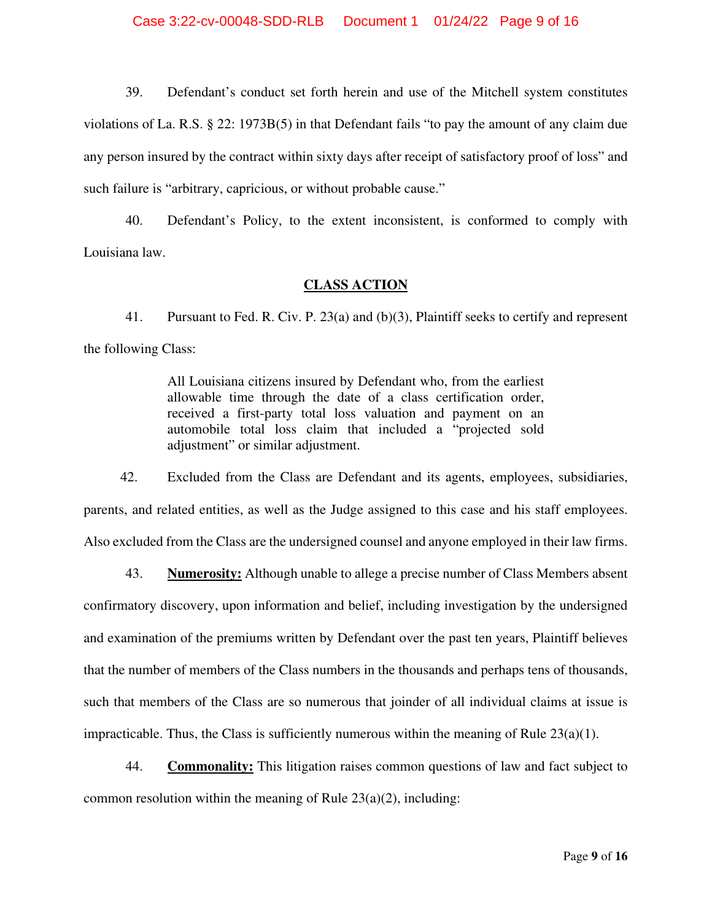39. Defendant's conduct set forth herein and use of the Mitchell system constitutes violations of La. R.S. § 22: 1973B(5) in that Defendant fails "to pay the amount of any claim due any person insured by the contract within sixty days after receipt of satisfactory proof of loss" and such failure is "arbitrary, capricious, or without probable cause."

40. Defendant's Policy, to the extent inconsistent, is conformed to comply with Louisiana law.

## CLASS ACTION

41. Pursuant to Fed. R. Civ. P. 23(a) and (b)(3), Plaintiff seeks to certify and represent the following Class:

> All Louisiana citizens insured by Defendant who, from the earliest allowable time through the date of a class certification order, received a first-party total loss valuation and payment on an automobile total loss claim that included a "projected sold adjustment" or similar adjustment.

42. Excluded from the Class are Defendant and its agents, employees, subsidiaries, parents, and related entities, as well as the Judge assigned to this case and his staff employees. Also excluded from the Class are the undersigned counsel and anyone employed in their law firms.

43. **Numerosity:** Although unable to allege a precise number of Class Members absent confirmatory discovery, upon information and belief, including investigation by the undersigned and examination of the premiums written by Defendant over the past ten years, Plaintiff believes that the number of members of the Class numbers in the thousands and perhaps tens of thousands, such that members of the Class are so numerous that joinder of all individual claims at issue is impracticable. Thus, the Class is sufficiently numerous within the meaning of Rule 23(a)(1).

44. **Commonality:** This litigation raises common questions of law and fact subject to common resolution within the meaning of Rule 23(a)(2), including: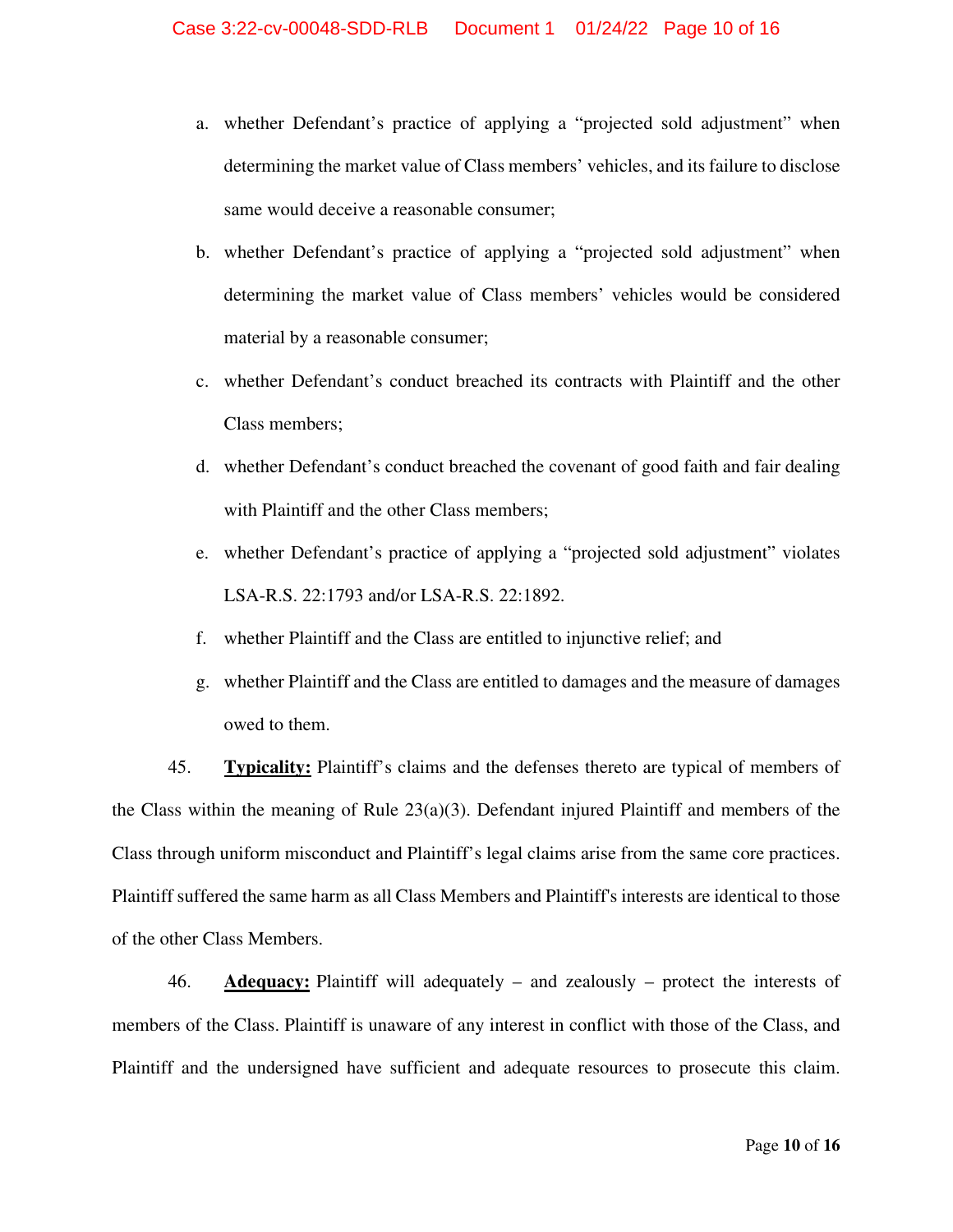a. whether Defendant's practice of applying a "projected sold adjustment" when determining the market value of Class members' vehicles, and its failure to disclose same would deceive a reasonable consumer;

b. whether Defendant's practice of applying a "projected sold adjustment" when determining the market value of Class members' vehicles would be considered material by a reasonable consumer;

c. whether Defendant's conduct breached its contracts with Plaintiff and the other Class members;

d. whether Defendant's conduct breached the covenant of good faith and fair dealing with Plaintiff and the other Class members;

e. whether Defendant's practice of applying a "projected sold adjustment" violates LSA-R.S. 22:1793 and/or LSA-R.S. 22:1892.

f. whether Plaintiff and the Class are entitled to injunctive relief; and

g. whether Plaintiff and the Class are entitled to damages and the measure of damages owed to them.

45. **Typicality:** Plaintiff's claims and the defenses thereto are typical of members of the Class within the meaning of Rule 23(a)(3). Defendant injured Plaintiff and members of the Class through uniform misconduct and Plaintiff's legal claims arise from the same core practices. Plaintiff suffered the same harm as all Class Members and Plaintiff's interests are identical to those of the other Class Members.

46. **Adequacy:** Plaintiff will adequately – and zealously – protect the interests of members of the Class. Plaintiff is unaware of any interest in conflict with those of the Class, and Plaintiff and the undersigned have sufficient and adequate resources to prosecute this claim.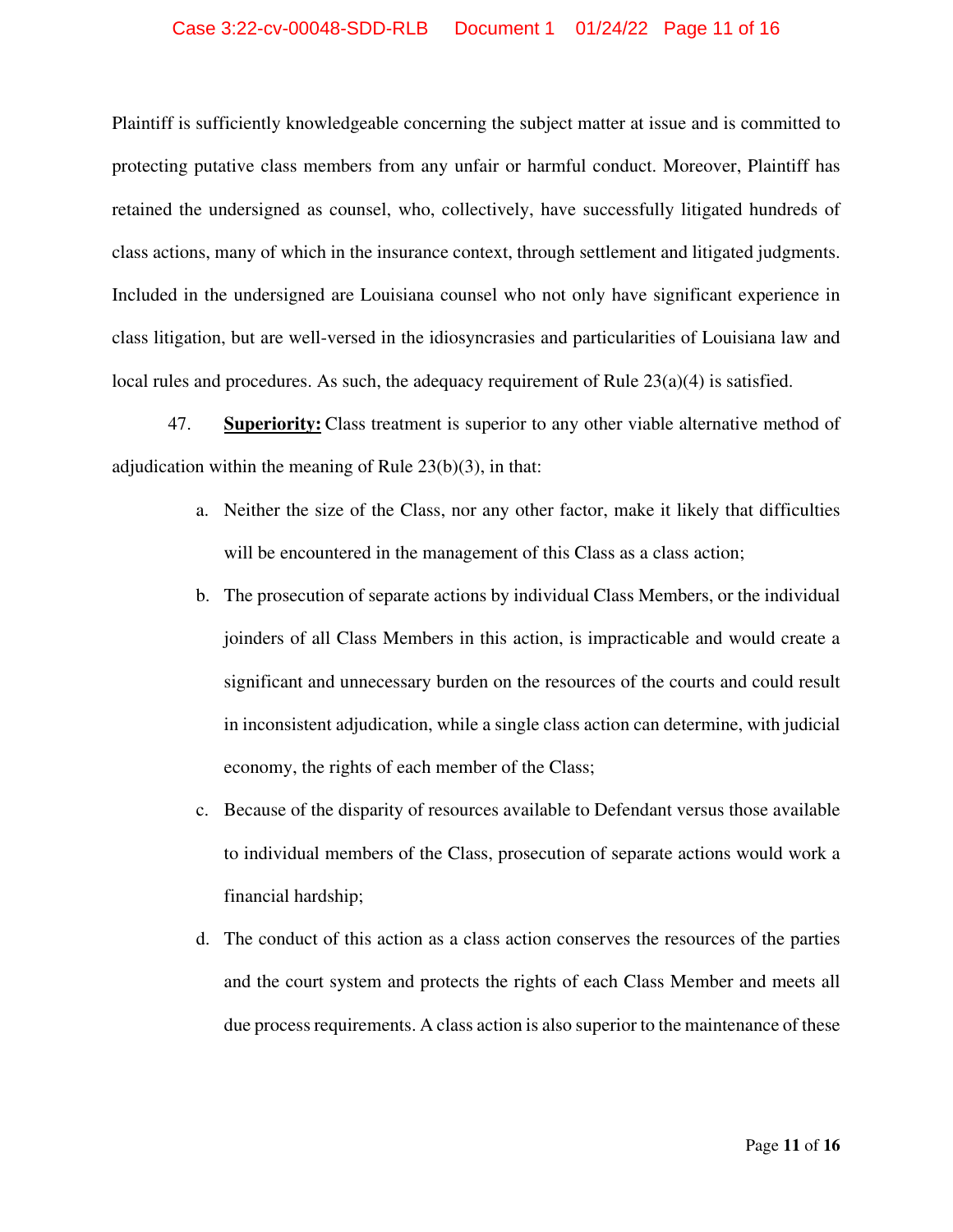Plaintiff is sufficiently knowledgeable concerning the subject matter at issue and is committed to protecting putative class members from any unfair or harmful conduct. Moreover, Plaintiff has retained the undersigned as counsel, who, collectively, have successfully litigated hundreds of class actions, many of which in the insurance context, through settlement and litigated judgments. Included in the undersigned are Louisiana counsel who not only have significant experience in class litigation, but are well-versed in the idiosyncrasies and particularities of Louisiana law and local rules and procedures. As such, the adequacy requirement of Rule 23(a)(4) is satisfied.

47. **Superiority:** Class treatment is superior to any other viable alternative method of adjudication within the meaning of Rule 23(b)(3), in that:

a. Neither the size of the Class, nor any other factor, make it likely that difficulties will be encountered in the management of this Class as a class action;

b. The prosecution of separate actions by individual Class Members, or the individual joinders of all Class Members in this action, is impracticable and would create a significant and unnecessary burden on the resources of the courts and could result in inconsistent adjudication, while a single class action can determine, with judicial economy, the rights of each member of the Class;

c. Because of the disparity of resources available to Defendant versus those available to individual members of the Class, prosecution of separate actions would work a financial hardship;

d. The conduct of this action as a class action conserves the resources of the parties and the court system and protects the rights of each Class Member and meets all due process requirements. A class action is also superior to the maintenance of these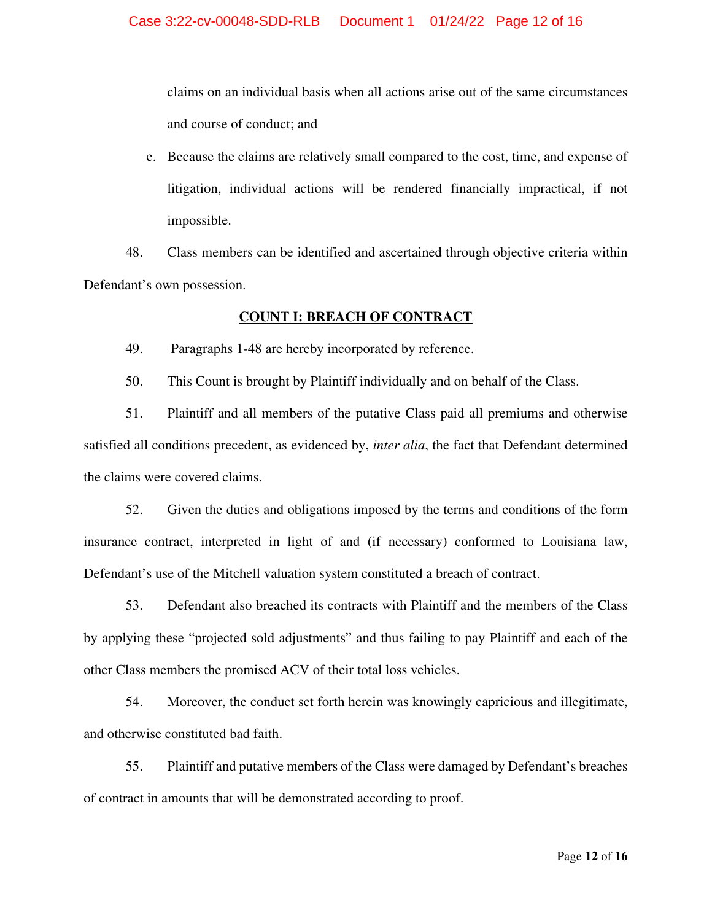claims on an individual basis when all actions arise out of the same circumstances and course of conduct; and

e. Because the claims are relatively small compared to the cost, time, and expense of litigation, individual actions will be rendered financially impractical, if not impossible.

48. Class members can be identified and ascertained through objective criteria within Defendant's own possession.

## COUNT I: BREACH OF CONTRACT

49. Paragraphs 1-48 are hereby incorporated by reference.

50. This Count is brought by Plaintiff individually and on behalf of the Class.

51. Plaintiff and all members of the putative Class paid all premiums and otherwise satisfied all conditions precedent, as evidenced by, *inter alia*, the fact that Defendant determined the claims were covered claims.

52. Given the duties and obligations imposed by the terms and conditions of the form insurance contract, interpreted in light of and (if necessary) conformed to Louisiana law, Defendant's use of the Mitchell valuation system constituted a breach of contract.

53. Defendant also breached its contracts with Plaintiff and the members of the Class by applying these "projected sold adjustments" and thus failing to pay Plaintiff and each of the other Class members the promised ACV of their total loss vehicles.

54. Moreover, the conduct set forth herein was knowingly capricious and illegitimate, and otherwise constituted bad faith.

55. Plaintiff and putative members of the Class were damaged by Defendant's breaches of contract in amounts that will be demonstrated according to proof.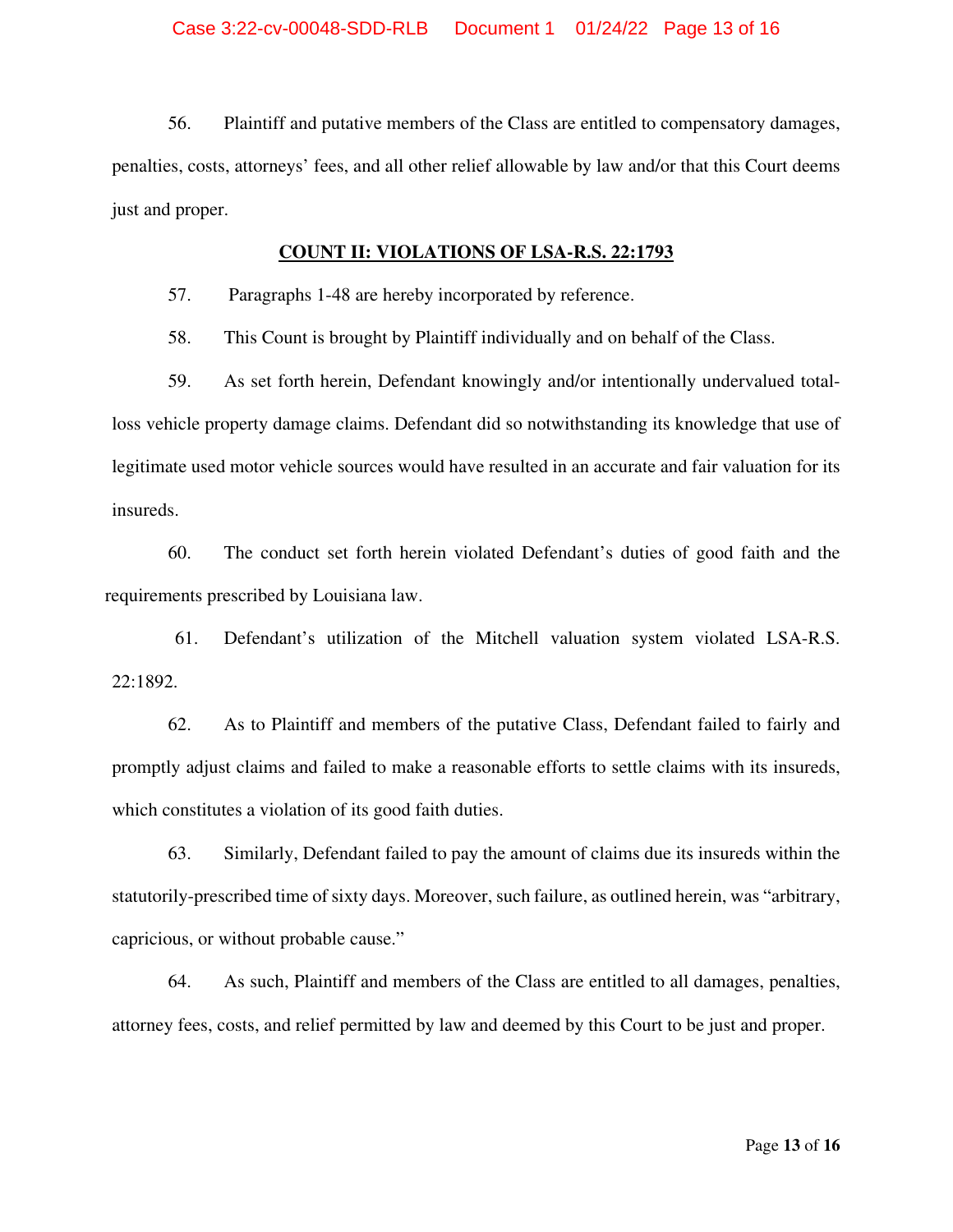56. Plaintiff and putative members of the Class are entitled to compensatory damages, penalties, costs, attorneys' fees, and all other relief allowable by law and/or that this Court deems just and proper.

## COUNT II: VIOLATIONS OF LSA-R.S. 22:1793

57. Paragraphs 1-48 are hereby incorporated by reference.

58. This Count is brought by Plaintiff individually and on behalf of the Class.

59. As set forth herein, Defendant knowingly and/or intentionally undervalued total-loss vehicle property damage claims. Defendant did so notwithstanding its knowledge that use of legitimate used motor vehicle sources would have resulted in an accurate and fair valuation for its insureds.

60. The conduct set forth herein violated Defendant's duties of good faith and the requirements prescribed by Louisiana law.

61. Defendant's utilization of the Mitchell valuation system violated LSA-R.S. 22:1892.

62. As to Plaintiff and members of the putative Class, Defendant failed to fairly and promptly adjust claims and failed to make a reasonable efforts to settle claims with its insureds, which constitutes a violation of its good faith duties.

63. Similarly, Defendant failed to pay the amount of claims due its insureds within the statutorily-prescribed time of sixty days. Moreover, such failure, as outlined herein, was "arbitrary, capricious, or without probable cause."

64. As such, Plaintiff and members of the Class are entitled to all damages, penalties, attorney fees, costs, and relief permitted by law and deemed by this Court to be just and proper.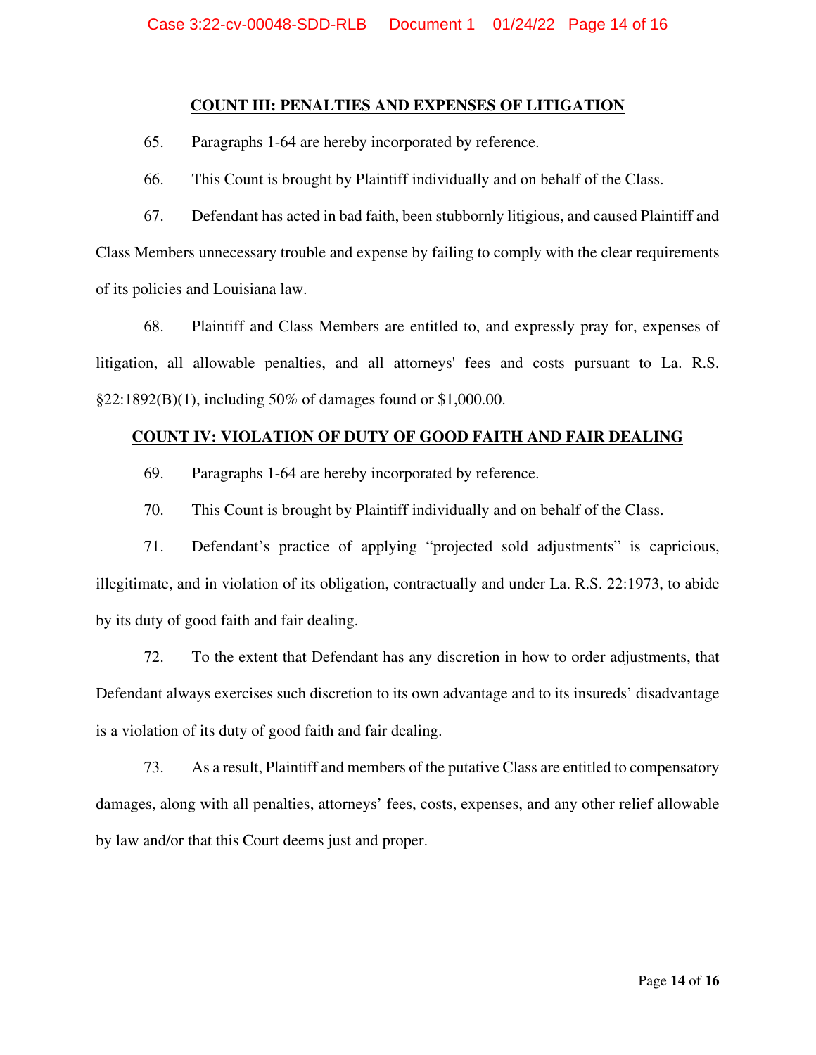## COUNT III: PENALTIES AND EXPENSES OF LITIGATION

65. Paragraphs 1-64 are hereby incorporated by reference.

66. This Count is brought by Plaintiff individually and on behalf of the Class.

67. Defendant has acted in bad faith, been stubbornly litigious, and caused Plaintiff and Class Members unnecessary trouble and expense by failing to comply with the clear requirements of its policies and Louisiana law.

68. Plaintiff and Class Members are entitled to, and expressly pray for, expenses of litigation, all allowable penalties, and all attorneys' fees and costs pursuant to La. R.S. §22:1892(B)(1), including 50% of damages found or $1,000.00.

## COUNT IV: VIOLATION OF DUTY OF GOOD FAITH AND FAIR DEALING

69. Paragraphs 1-64 are hereby incorporated by reference.

70. This Count is brought by Plaintiff individually and on behalf of the Class.

71. Defendant's practice of applying "projected sold adjustments" is capricious, illegitimate, and in violation of its obligation, contractually and under La. R.S. 22:1973, to abide by its duty of good faith and fair dealing.

72. To the extent that Defendant has any discretion in how to order adjustments, that Defendant always exercises such discretion to its own advantage and to its insureds' disadvantage is a violation of its duty of good faith and fair dealing.

73. As a result, Plaintiff and members of the putative Class are entitled to compensatory damages, along with all penalties, attorneys' fees, costs, expenses, and any other relief allowable by law and/or that this Court deems just and proper.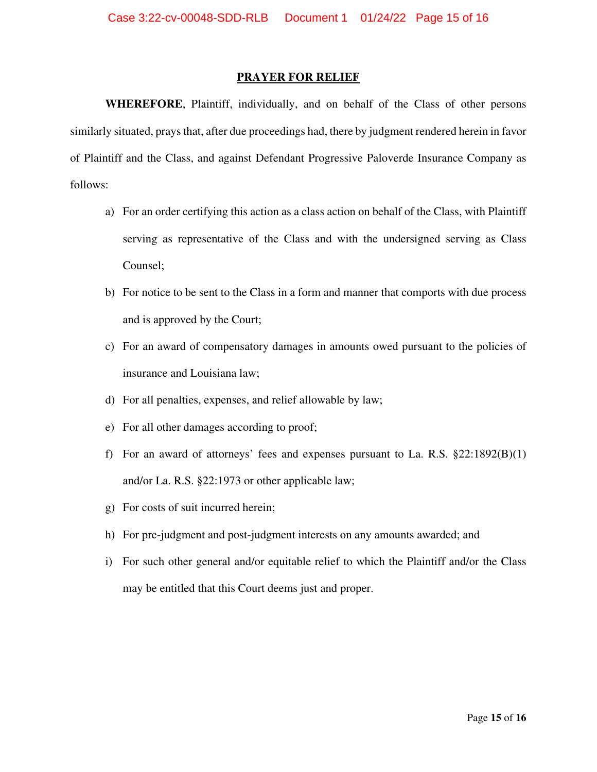## PRAYER FOR RELIEF

**WHEREFORE**, Plaintiff, individually, and on behalf of the Class of other persons similarly situated, prays that, after due proceedings had, there by judgment rendered herein in favor of Plaintiff and the Class, and against Defendant Progressive Paloverde Insurance Company as follows:

a) For an order certifying this action as a class action on behalf of the Class, with Plaintiff serving as representative of the Class and with the undersigned serving as Class Counsel;

b) For notice to be sent to the Class in a form and manner that comports with due process and is approved by the Court;

c) For an award of compensatory damages in amounts owed pursuant to the policies of insurance and Louisiana law;

d) For all penalties, expenses, and relief allowable by law;

e) For all other damages according to proof;

f) For an award of attorneys' fees and expenses pursuant to La. R.S. §22:1892(B)(1) and/or La. R.S. §22:1973 or other applicable law;

g) For costs of suit incurred herein;

h) For pre-judgment and post-judgment interests on any amounts awarded; and

i) For such other general and/or equitable relief to which the Plaintiff and/or the Class may be entitled that this Court deems just and proper.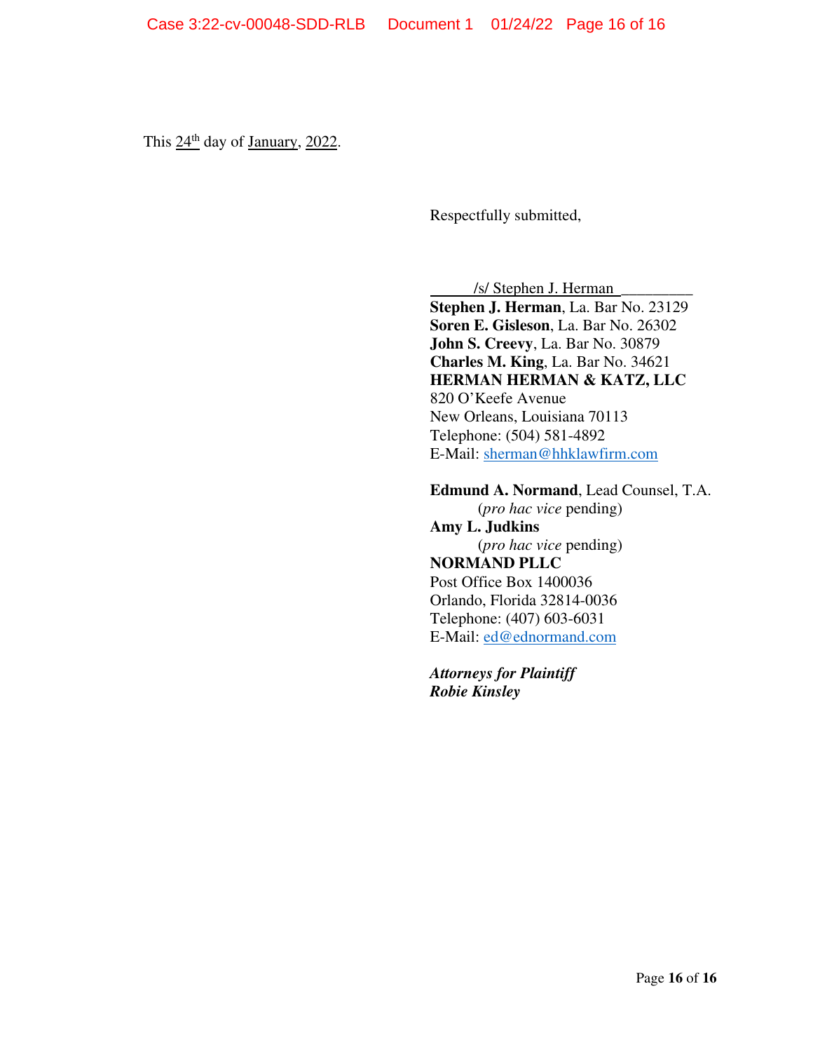This 24th day of January, 2022.

Respectfully submitted,

/s/ Stephen J. Herman
**Stephen J. Herman**, La. Bar No. 23129
**Soren E. Gisleson**, La. Bar No. 26302
**John S. Creevy**, La. Bar No. 30879
**Charles M. King**, La. Bar No. 34621
**HERMAN HERMAN & KATZ, LLC**
820 O'Keefe Avenue
New Orleans, Louisiana 70113
Telephone: (504) 581-4892
E-Mail: sherman@hhklawfirm.com

**Edmund A. Normand**, Lead Counsel, T.A.
(*pro hac vice* pending)
**Amy L. Judkins**
(*pro hac vice* pending)
**NORMAND PLLC**
Post Office Box 1400036
Orlando, Florida 32814-0036
Telephone: (407) 603-6031
E-Mail: ed@ednormand.com

***Attorneys for Plaintiff***
***Robie Kinsley***